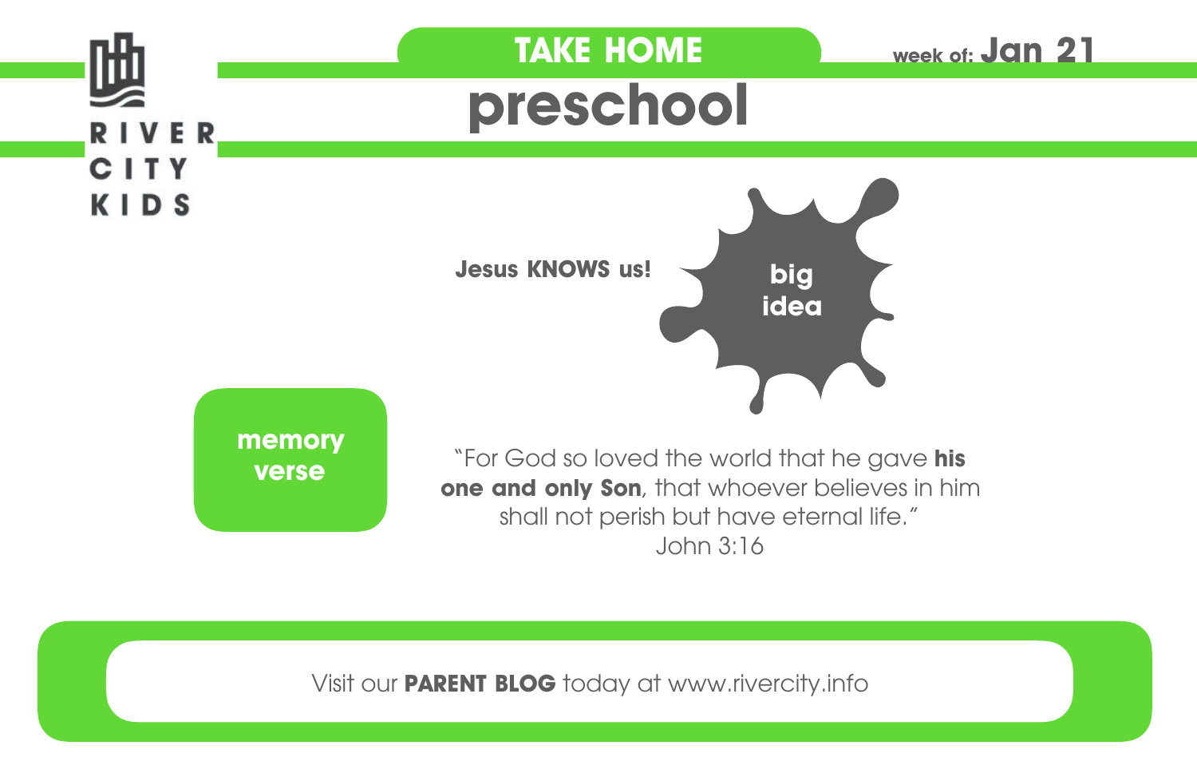RIVER CITY KIDS

## TAKE HOME

week of: **Jan 21**

# preschool

**big idea**

**Jesus KNOWS us!**

**memory verse**

"For God so loved the world that he gave **his one and only Son**, that whoever believes in him shall not perish but have eternal life."
John 3:16

Visit our **PARENT BLOG** today at www.rivercity.info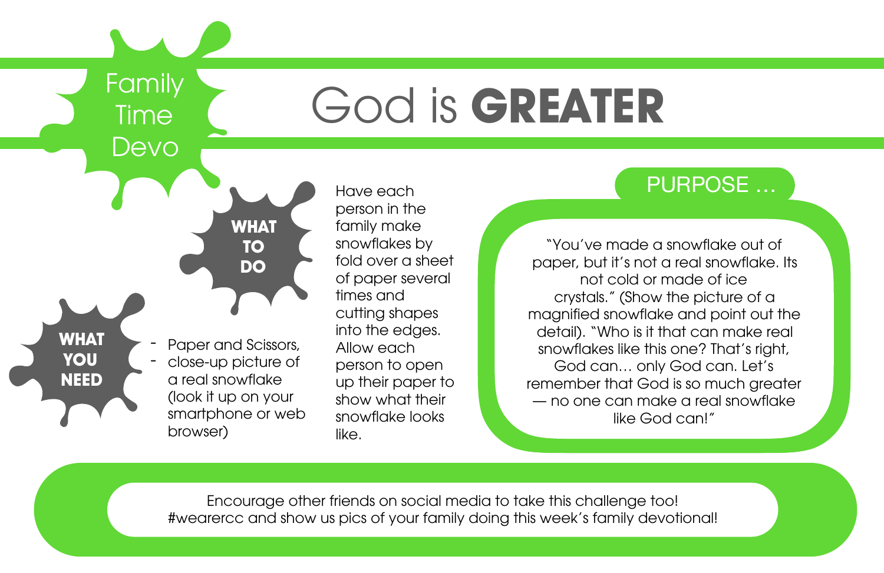Family Time Devo

# God is **GREATER**

## WHAT TO DO

Have each person in the family make snowflakes by fold over a sheet of paper several times and cutting shapes into the edges. Allow each person to open up their paper to show what their snowflake looks like.

## WHAT YOU NEED

- Paper and Scissors,
- close-up picture of a real snowflake (look it up on your smartphone or web browser)

## PURPOSE ...

"You've made a snowflake out of paper, but it's not a real snowflake. Its not cold or made of ice crystals." (Show the picture of a magnified snowflake and point out the detail). "Who is it that can make real snowflakes like this one? That's right, God can… only God can. Let's remember that God is so much greater — no one can make a real snowflake like God can!"

Encourage other friends on social media to take this challenge too! #wearercc and show us pics of your family doing this week's family devotional!